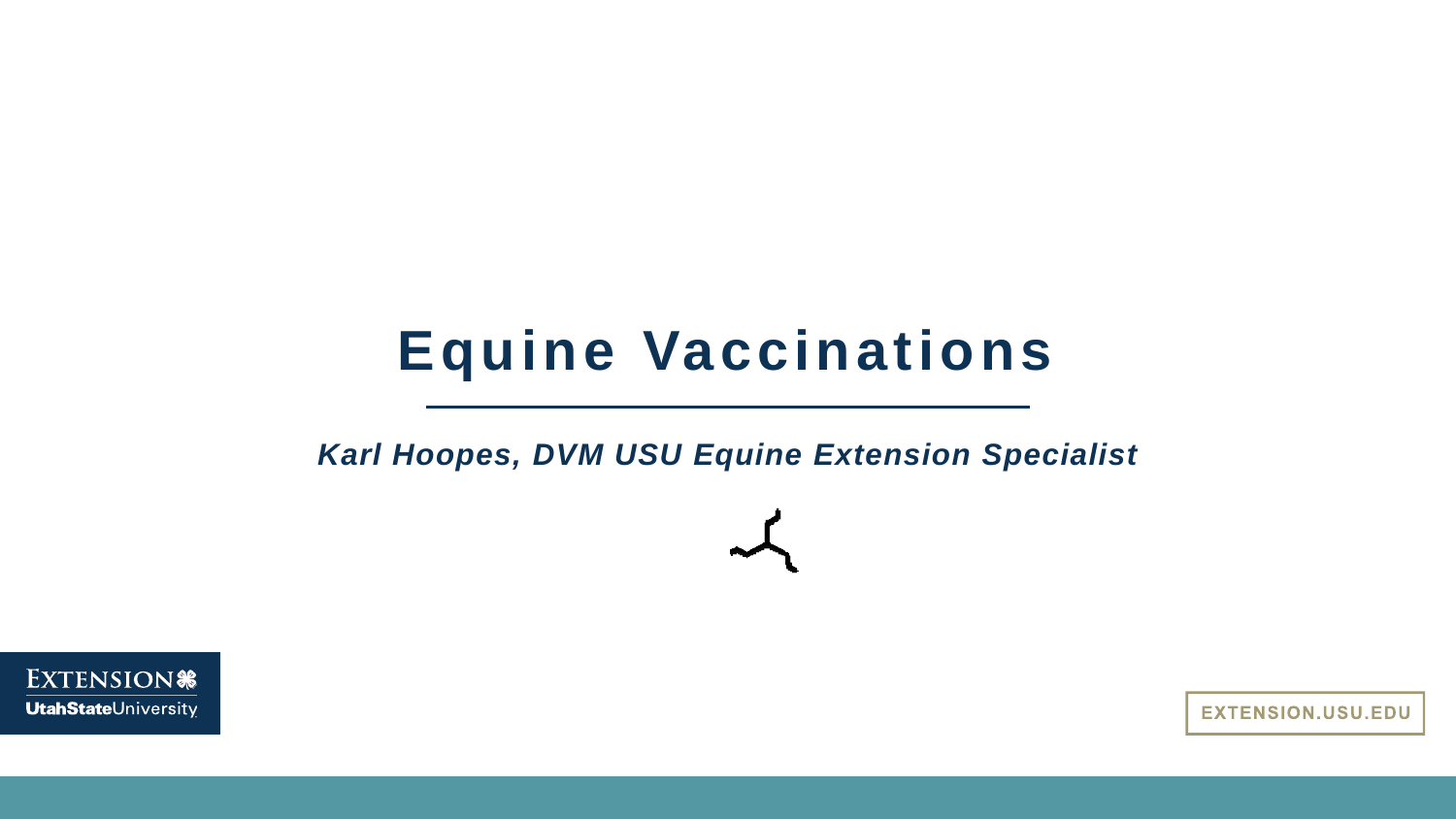# Equine Vaccinations

***Karl Hoopes, DVM USU Equine Extension Specialist***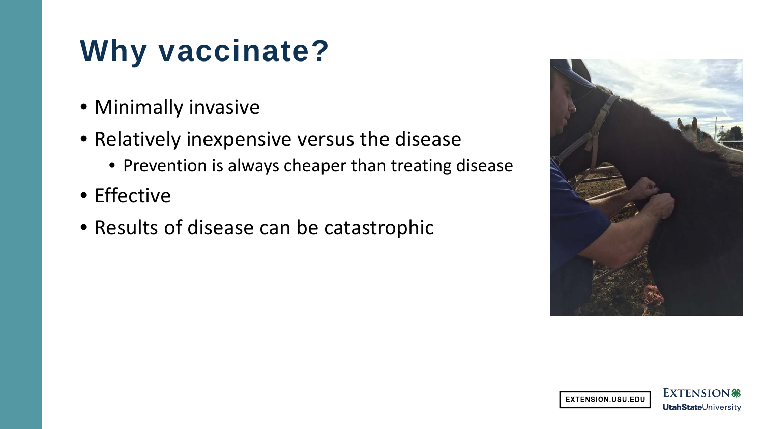# Why vaccinate?

- Minimally invasive
- Relatively inexpensive versus the disease
  - Prevention is always cheaper than treating disease
- Effective
- Results of disease can be catastrophic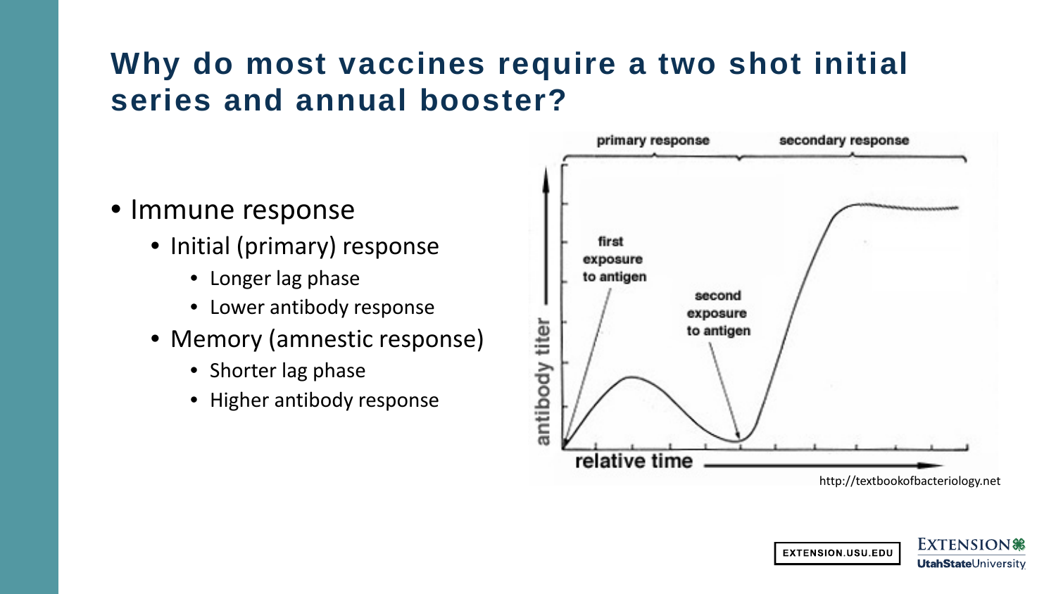# Why do most vaccines require a two shot initial series and annual booster?

- Immune response
  - Initial (primary) response
    - Longer lag phase
    - Lower antibody response
  - Memory (amnestic response)
    - Shorter lag phase
    - Higher antibody response

primary response | secondary response

first exposure to antigen

second exposure to antigen

antibody titer

relative time

http://textbookofbacteriology.net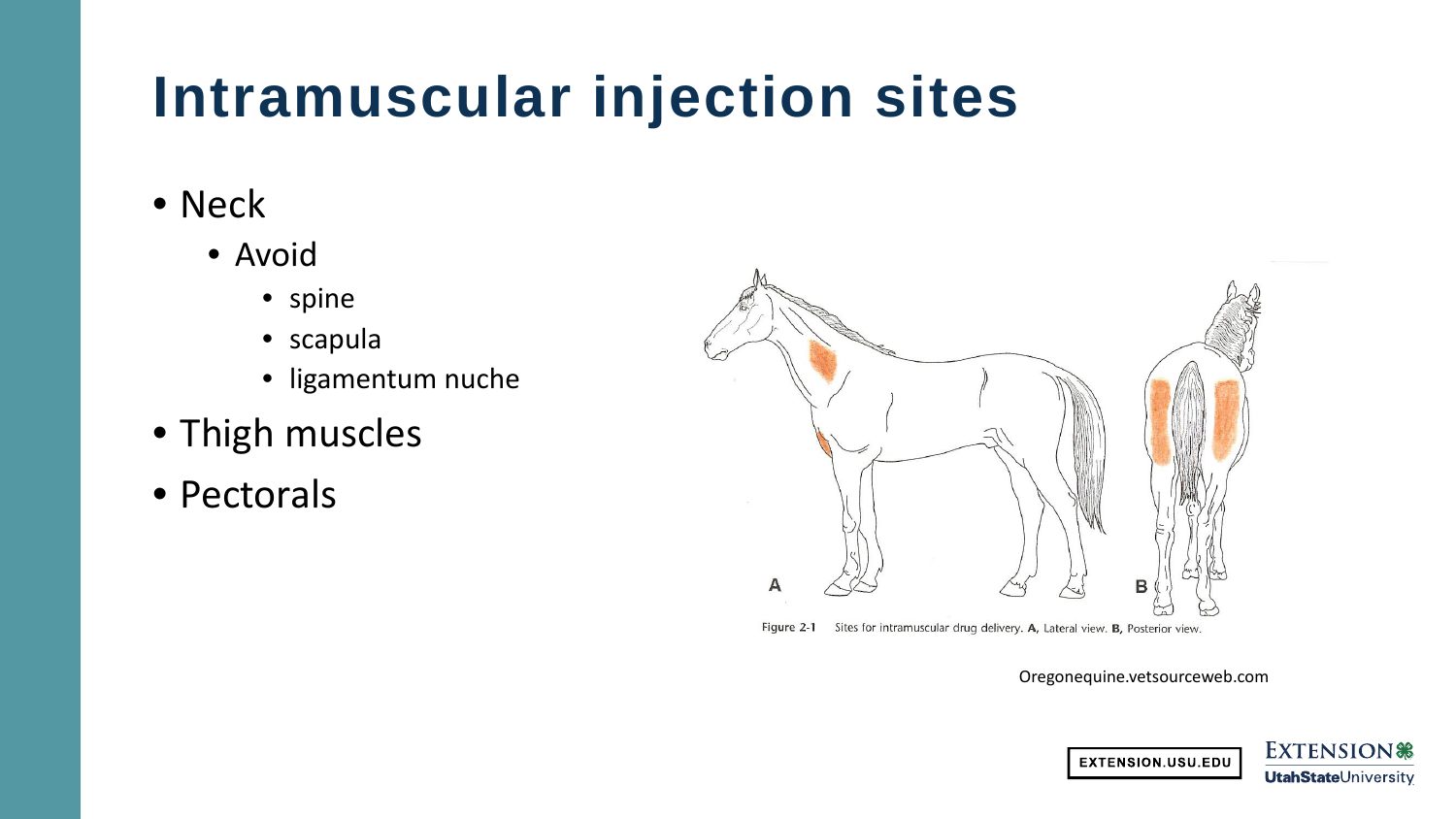# Intramuscular injection sites

- Neck
  - Avoid
    - spine
    - scapula
    - ligamentum nuche
- Thigh muscles
- Pectorals

Figure 2-1 Sites for intramuscular drug delivery. **A,** Lateral view. **B,** Posterior view.

Oregonequine.vetsourceweb.com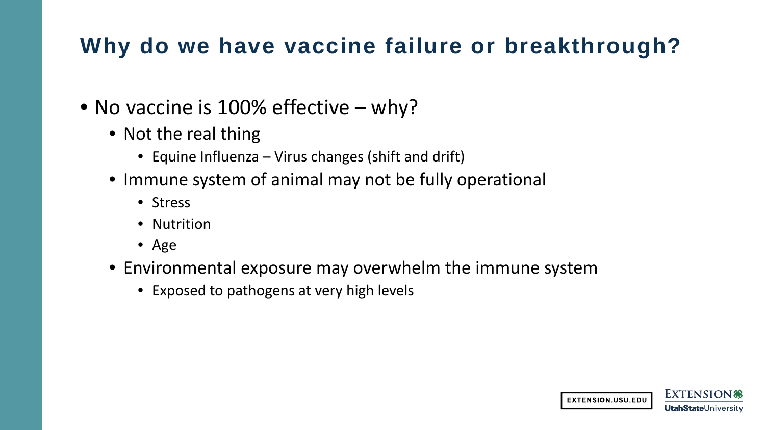## Why do we have vaccine failure or breakthrough?

- No vaccine is 100% effective – why?
  - Not the real thing
    - Equine Influenza – Virus changes (shift and drift)
  - Immune system of animal may not be fully operational
    - Stress
    - Nutrition
    - Age
  - Environmental exposure may overwhelm the immune system
    - Exposed to pathogens at very high levels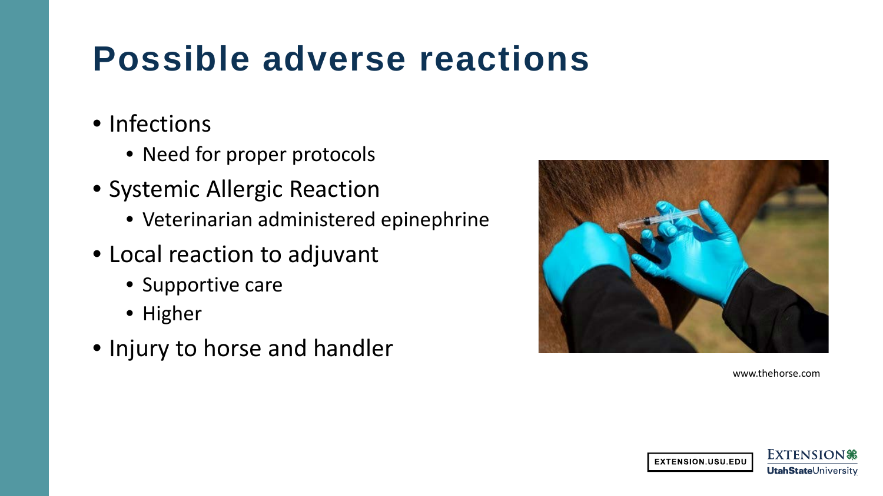# Possible adverse reactions

- Infections
  - Need for proper protocols
- Systemic Allergic Reaction
  - Veterinarian administered epinephrine
- Local reaction to adjuvant
  - Supportive care
  - Higher
- Injury to horse and handler

www.thehorse.com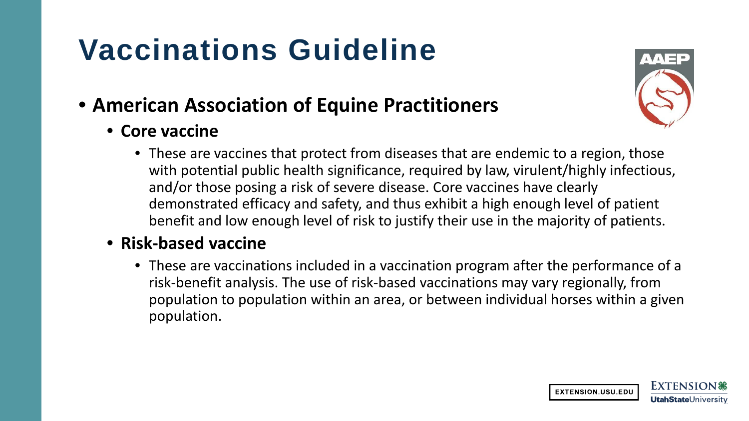# Vaccinations Guideline

- **American Association of Equine Practitioners**
  - **Core vaccine**
    - These are vaccines that protect from diseases that are endemic to a region, those with potential public health significance, required by law, virulent/highly infectious, and/or those posing a risk of severe disease. Core vaccines have clearly demonstrated efficacy and safety, and thus exhibit a high enough level of patient benefit and low enough level of risk to justify their use in the majority of patients.
  - **Risk-based vaccine**
    - These are vaccinations included in a vaccination program after the performance of a risk-benefit analysis. The use of risk-based vaccinations may vary regionally, from population to population within an area, or between individual horses within a given population.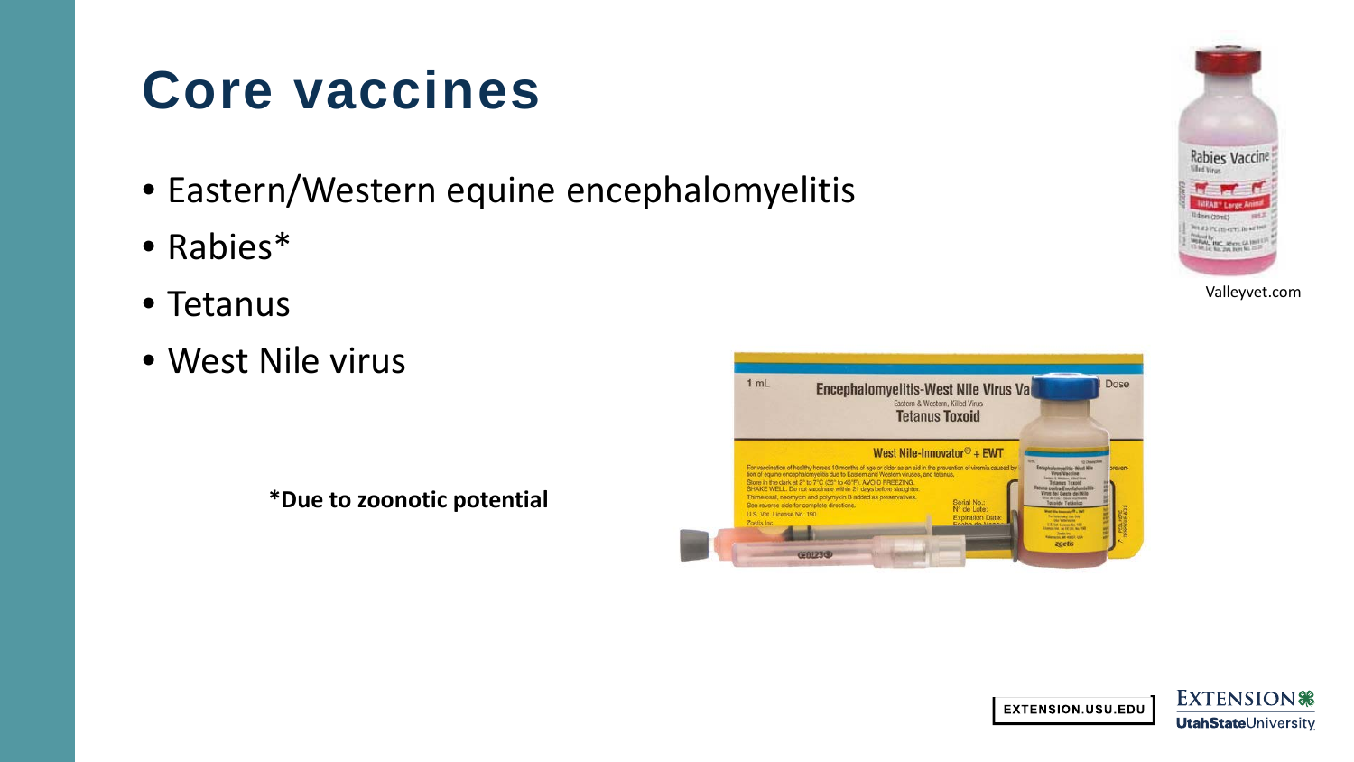# Core vaccines

- Eastern/Western equine encephalomyelitis
- Rabies*
- Tetanus
- West Nile virus

**\*Due to zoonotic potential**

Valleyvet.com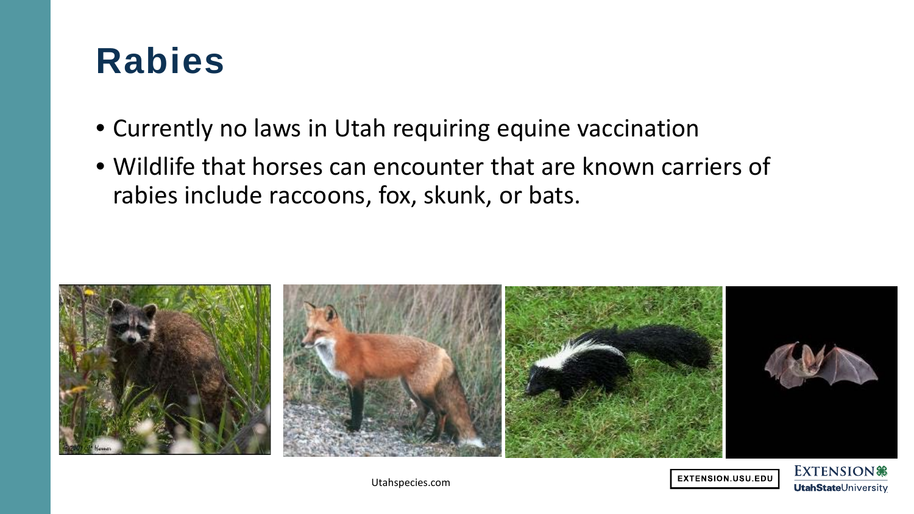# Rabies

- Currently no laws in Utah requiring equine vaccination
- Wildlife that horses can encounter that are known carriers of rabies include raccoons, fox, skunk, or bats.

Utahspecies.com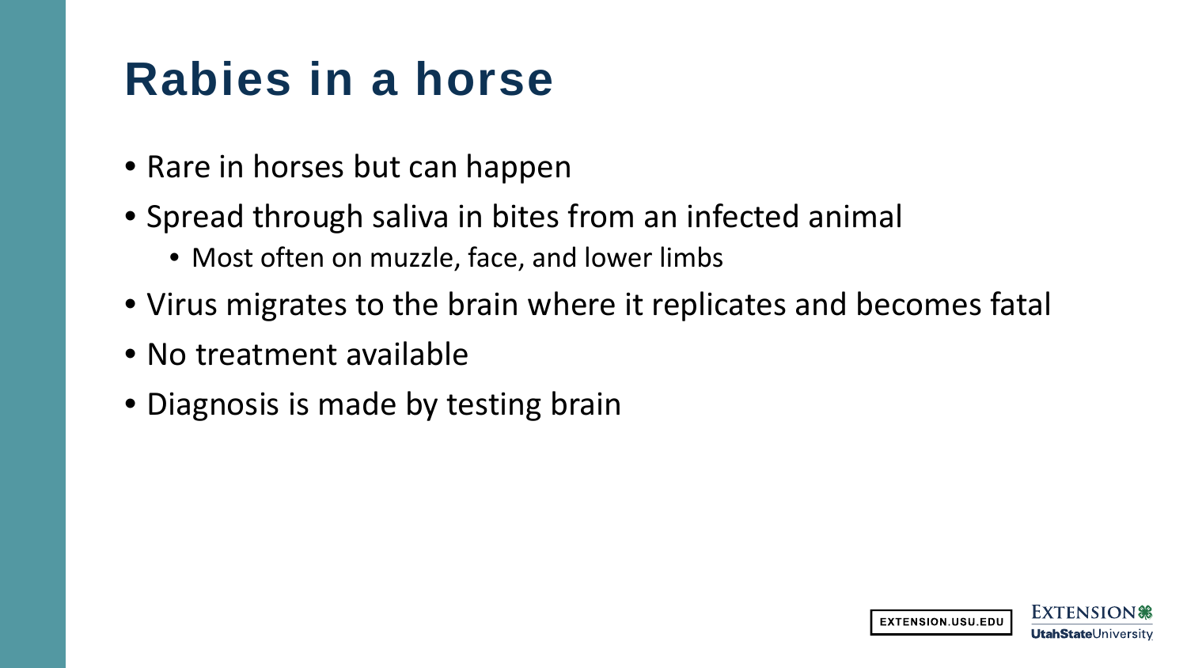# Rabies in a horse

- Rare in horses but can happen
- Spread through saliva in bites from an infected animal
  - Most often on muzzle, face, and lower limbs
- Virus migrates to the brain where it replicates and becomes fatal
- No treatment available
- Diagnosis is made by testing brain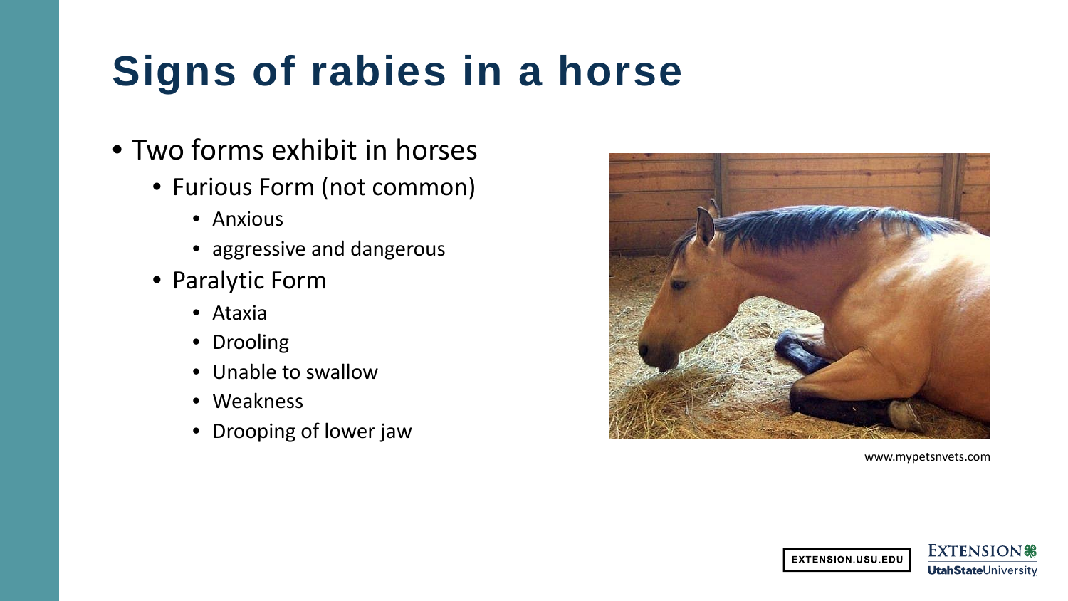# Signs of rabies in a horse

- Two forms exhibit in horses
  - Furious Form (not common)
    - Anxious
    - aggressive and dangerous
  - Paralytic Form
    - Ataxia
    - Drooling
    - Unable to swallow
    - Weakness
    - Drooping of lower jaw

www.mypetsnvets.com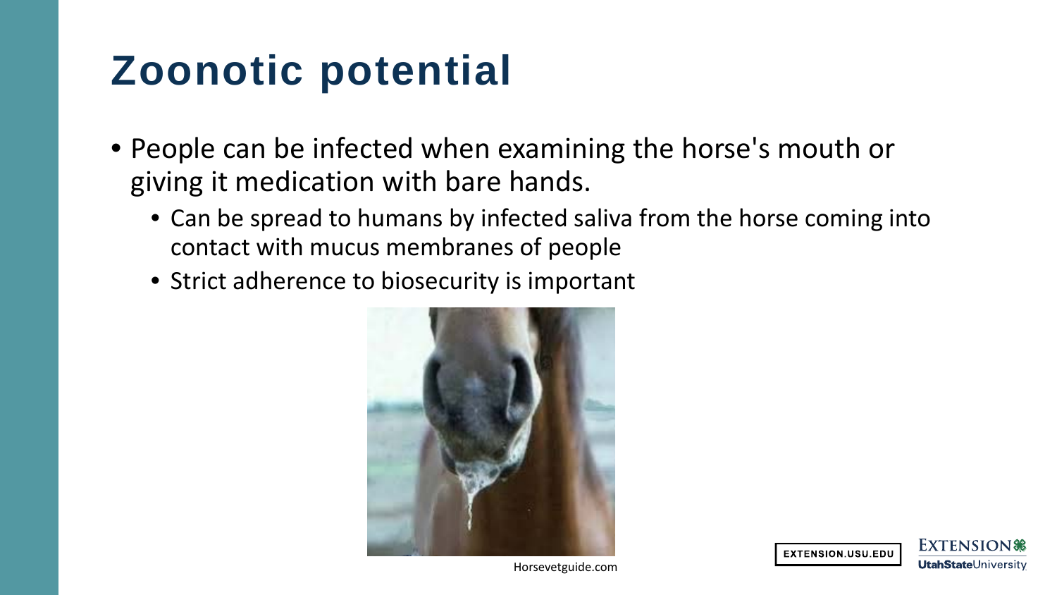# Zoonotic potential

- People can be infected when examining the horse's mouth or giving it medication with bare hands.
  - Can be spread to humans by infected saliva from the horse coming into contact with mucus membranes of people
  - Strict adherence to biosecurity is important

Horsevetguide.com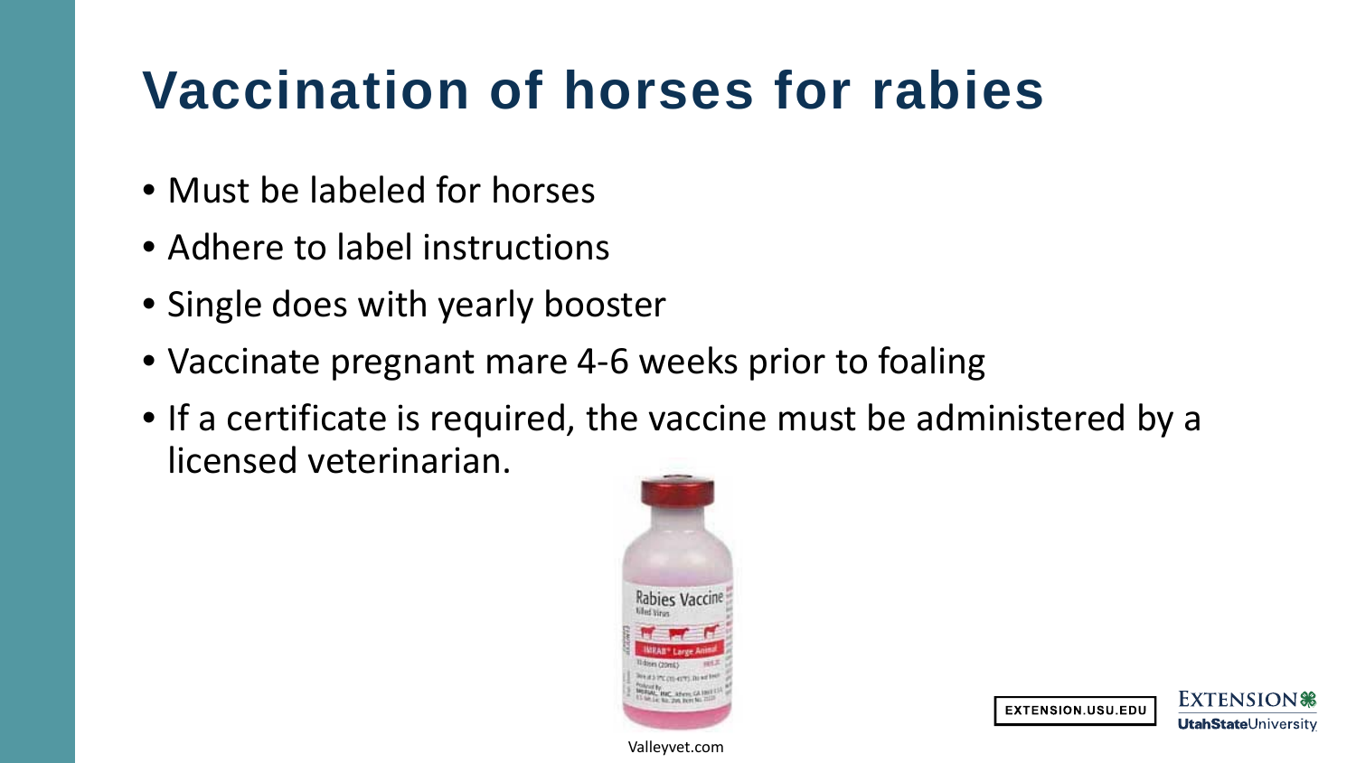# Vaccination of horses for rabies

- Must be labeled for horses
- Adhere to label instructions
- Single does with yearly booster
- Vaccinate pregnant mare 4-6 weeks prior to foaling
- If a certificate is required, the vaccine must be administered by a licensed veterinarian.

Valleyvet.com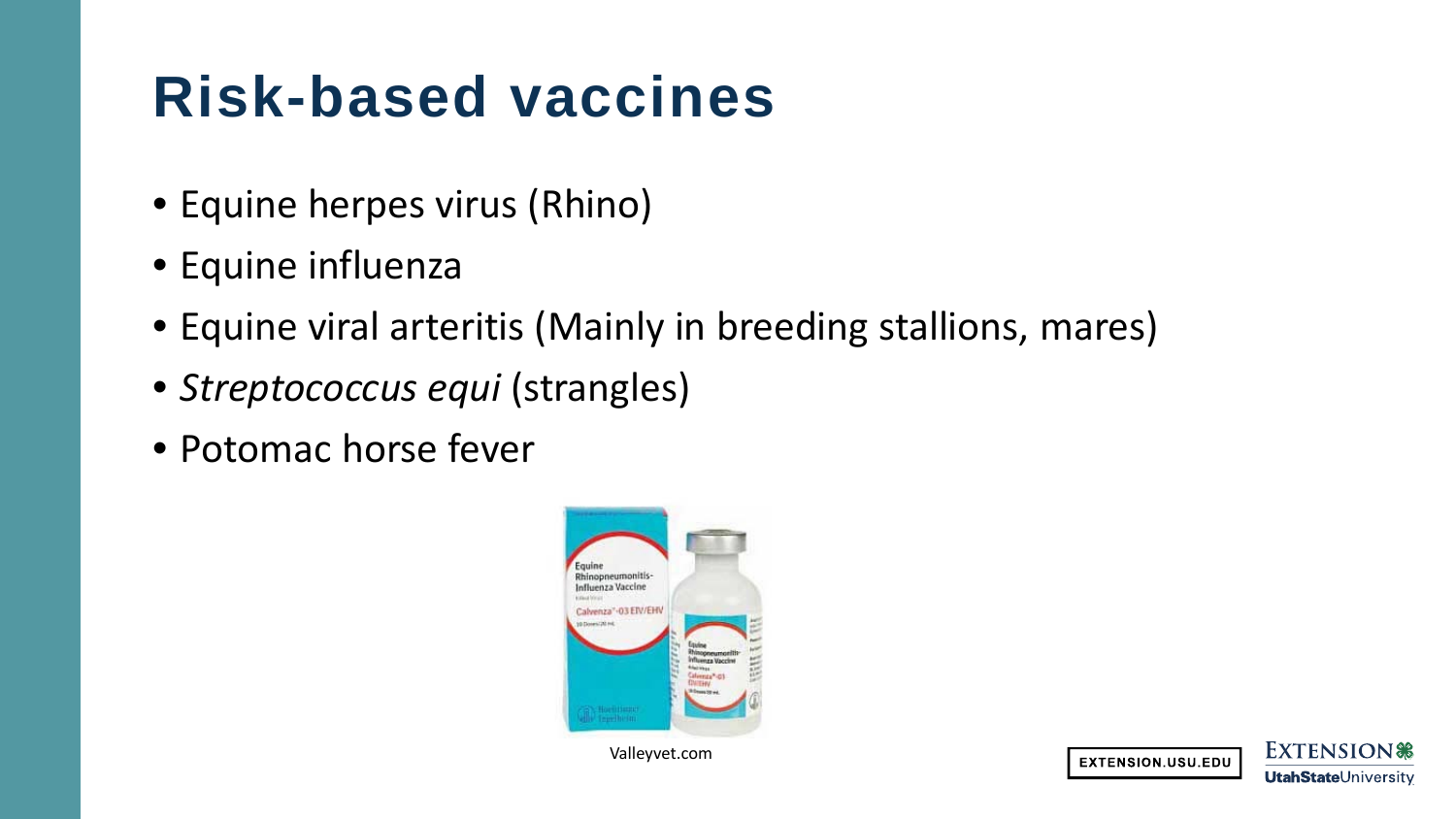# Risk-based vaccines

- Equine herpes virus (Rhino)
- Equine influenza
- Equine viral arteritis (Mainly in breeding stallions, mares)
- *Streptococcus equi* (strangles)
- Potomac horse fever

Valleyvet.com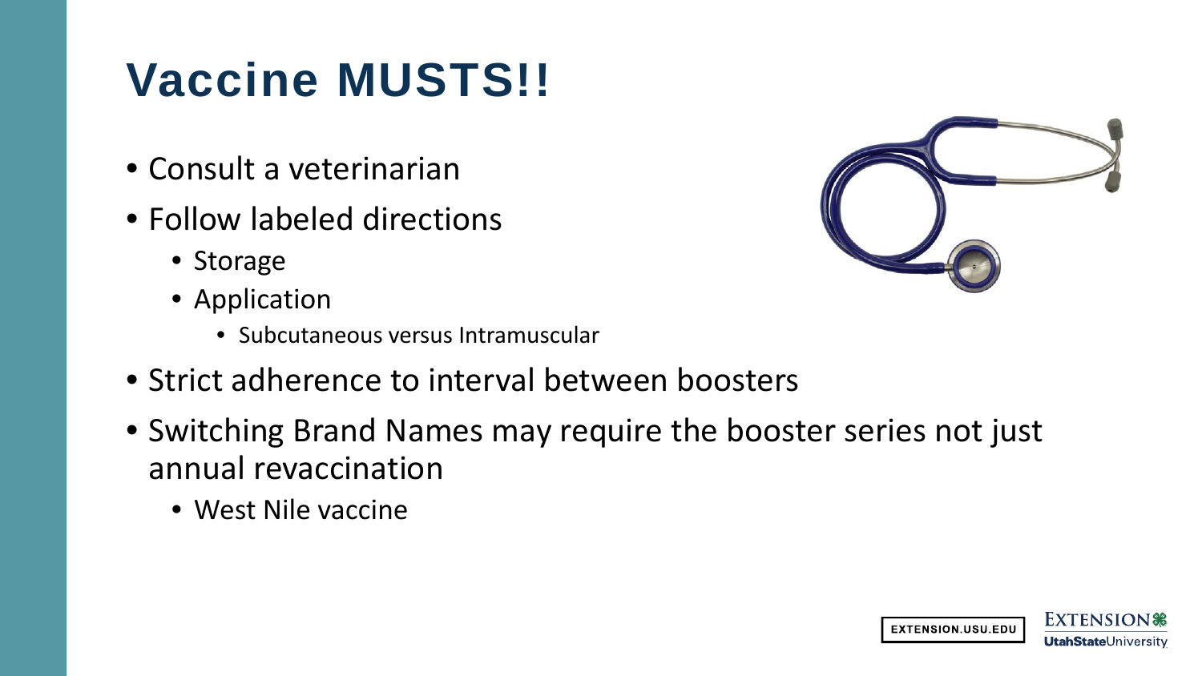# Vaccine MUSTS!!

- Consult a veterinarian
- Follow labeled directions
  - Storage
  - Application
    - Subcutaneous versus Intramuscular
- Strict adherence to interval between boosters
- Switching Brand Names may require the booster series not just annual revaccination
  - West Nile vaccine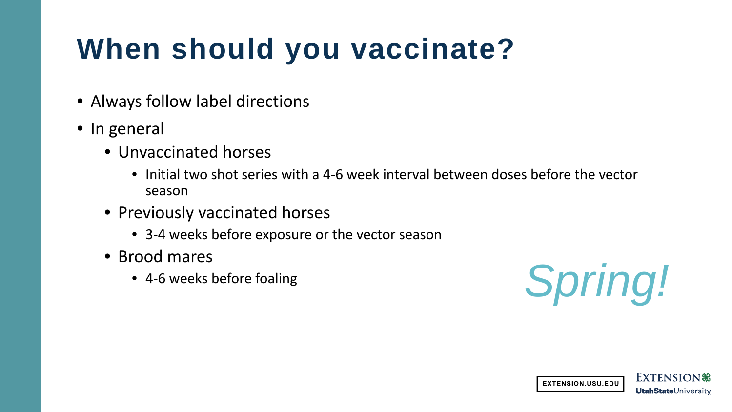# When should you vaccinate?

- Always follow label directions
- In general
  - Unvaccinated horses
    - Initial two shot series with a 4-6 week interval between doses before the vector season
  - Previously vaccinated horses
    - 3-4 weeks before exposure or the vector season
  - Brood mares
    - 4-6 weeks before foaling

*Spring!*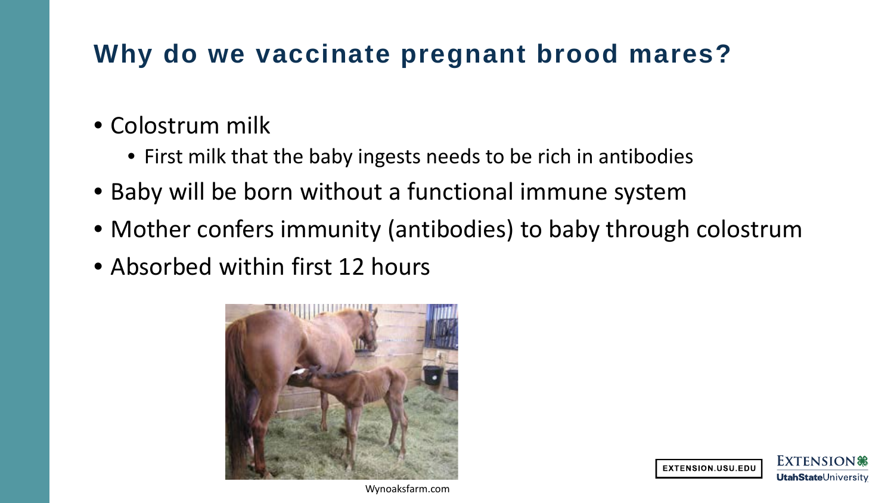# Why do we vaccinate pregnant brood mares?

- Colostrum milk
  - First milk that the baby ingests needs to be rich in antibodies
- Baby will be born without a functional immune system
- Mother confers immunity (antibodies) to baby through colostrum
- Absorbed within first 12 hours

Wynoaksfarm.com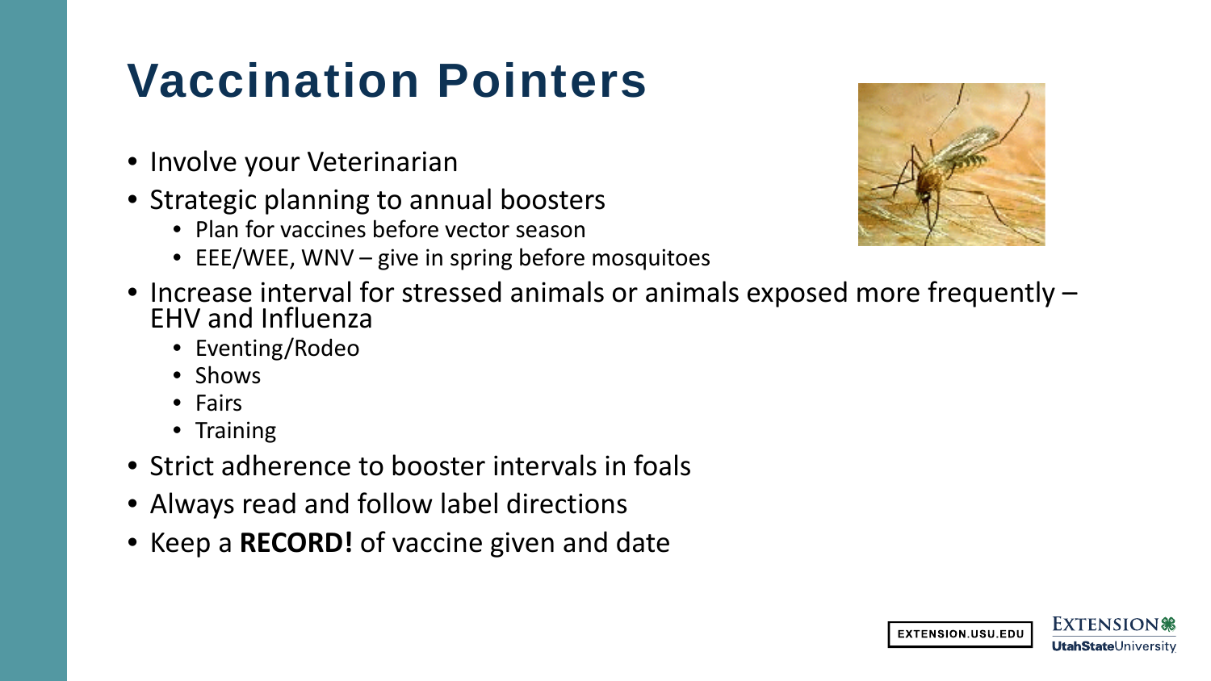# Vaccination Pointers

- Involve your Veterinarian
- Strategic planning to annual boosters
  - Plan for vaccines before vector season
  - EEE/WEE, WNV – give in spring before mosquitoes
- Increase interval for stressed animals or animals exposed more frequently – EHV and Influenza
  - Eventing/Rodeo
  - Shows
  - Fairs
  - Training
- Strict adherence to booster intervals in foals
- Always read and follow label directions
- Keep a **RECORD!** of vaccine given and date